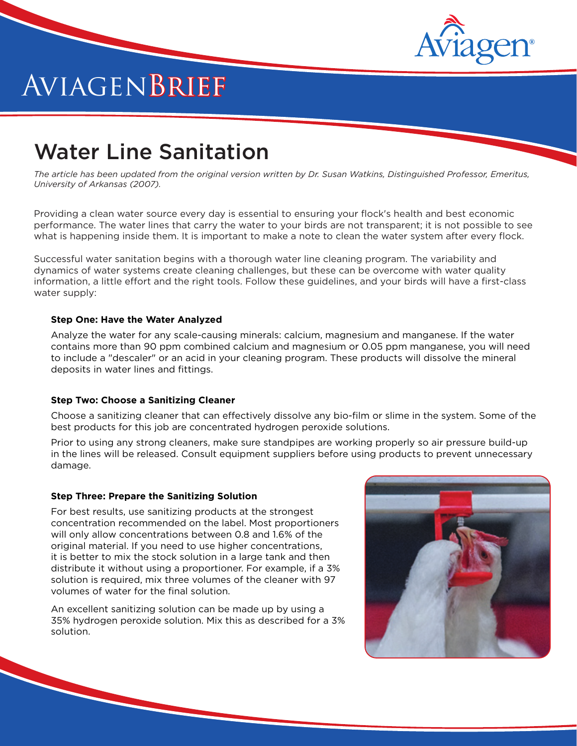# AVIAGEN BRIEF

## Water Line Sanitation

*The article has been updated from the original version written by Dr. Susan Watkins, Distinguished Professor, Emeritus, University of Arkansas (2007).*

Providing a clean water source every day is essential to ensuring your flock's health and best economic performance. The water lines that carry the water to your birds are not transparent; it is not possible to see what is happening inside them. It is important to make a note to clean the water system after every flock.

Successful water sanitation begins with a thorough water line cleaning program. The variability and dynamics of water systems create cleaning challenges, but these can be overcome with water quality information, a little effort and the right tools. Follow these guidelines, and your birds will have a first-class water supply:

**Step One: Have the Water Analyzed**

Analyze the water for any scale-causing minerals: calcium, magnesium and manganese. If the water contains more than 90 ppm combined calcium and magnesium or 0.05 ppm manganese, you will need to include a "descaler" or an acid in your cleaning program. These products will dissolve the mineral deposits in water lines and fittings.

**Step Two: Choose a Sanitizing Cleaner**

Choose a sanitizing cleaner that can effectively dissolve any bio-film or slime in the system. Some of the best products for this job are concentrated hydrogen peroxide solutions.

Prior to using any strong cleaners, make sure standpipes are working properly so air pressure build-up in the lines will be released. Consult equipment suppliers before using products to prevent unnecessary damage.

**Step Three: Prepare the Sanitizing Solution**

For best results, use sanitizing products at the strongest concentration recommended on the label. Most proportioners will only allow concentrations between 0.8 and 1.6% of the original material. If you need to use higher concentrations, it is better to mix the stock solution in a large tank and then distribute it without using a proportioner. For example, if a 3% solution is required, mix three volumes of the cleaner with 97 volumes of water for the final solution.

An excellent sanitizing solution can be made up by using a 35% hydrogen peroxide solution. Mix this as described for a 3% solution.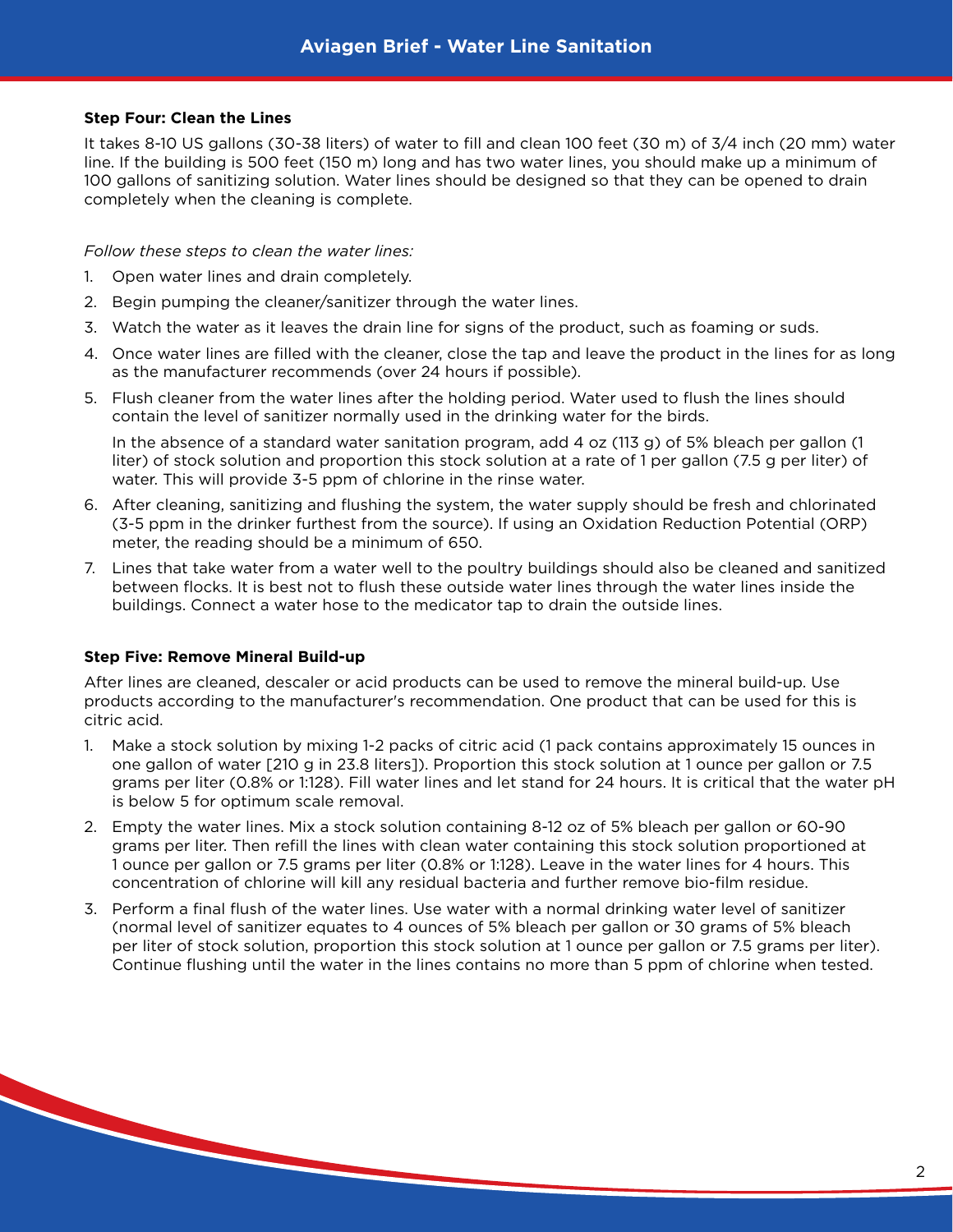**Step Four: Clean the Lines**

It takes 8-10 US gallons (30-38 liters) of water to fill and clean 100 feet (30 m) of 3/4 inch (20 mm) water line. If the building is 500 feet (150 m) long and has two water lines, you should make up a minimum of 100 gallons of sanitizing solution. Water lines should be designed so that they can be opened to drain completely when the cleaning is complete.

*Follow these steps to clean the water lines:*

1. Open water lines and drain completely.
2. Begin pumping the cleaner/sanitizer through the water lines.
3. Watch the water as it leaves the drain line for signs of the product, such as foaming or suds.
4. Once water lines are filled with the cleaner, close the tap and leave the product in the lines for as long as the manufacturer recommends (over 24 hours if possible).
5. Flush cleaner from the water lines after the holding period. Water used to flush the lines should contain the level of sanitizer normally used in the drinking water for the birds.

   In the absence of a standard water sanitation program, add 4 oz (113 g) of 5% bleach per gallon (1 liter) of stock solution and proportion this stock solution at a rate of 1 per gallon (7.5 g per liter) of water. This will provide 3-5 ppm of chlorine in the rinse water.
6. After cleaning, sanitizing and flushing the system, the water supply should be fresh and chlorinated (3-5 ppm in the drinker furthest from the source). If using an Oxidation Reduction Potential (ORP) meter, the reading should be a minimum of 650.
7. Lines that take water from a water well to the poultry buildings should also be cleaned and sanitized between flocks. It is best not to flush these outside water lines through the water lines inside the buildings. Connect a water hose to the medicator tap to drain the outside lines.

**Step Five: Remove Mineral Build-up**

After lines are cleaned, descaler or acid products can be used to remove the mineral build-up. Use products according to the manufacturer's recommendation. One product that can be used for this is citric acid.

1. Make a stock solution by mixing 1-2 packs of citric acid (1 pack contains approximately 15 ounces in one gallon of water [210 g in 23.8 liters]). Proportion this stock solution at 1 ounce per gallon or 7.5 grams per liter (0.8% or 1:128). Fill water lines and let stand for 24 hours. It is critical that the water pH is below 5 for optimum scale removal.
2. Empty the water lines. Mix a stock solution containing 8-12 oz of 5% bleach per gallon or 60-90 grams per liter. Then refill the lines with clean water containing this stock solution proportioned at 1 ounce per gallon or 7.5 grams per liter (0.8% or 1:128). Leave in the water lines for 4 hours. This concentration of chlorine will kill any residual bacteria and further remove bio-film residue.
3. Perform a final flush of the water lines. Use water with a normal drinking water level of sanitizer (normal level of sanitizer equates to 4 ounces of 5% bleach per gallon or 30 grams of 5% bleach per liter of stock solution, proportion this stock solution at 1 ounce per gallon or 7.5 grams per liter). Continue flushing until the water in the lines contains no more than 5 ppm of chlorine when tested.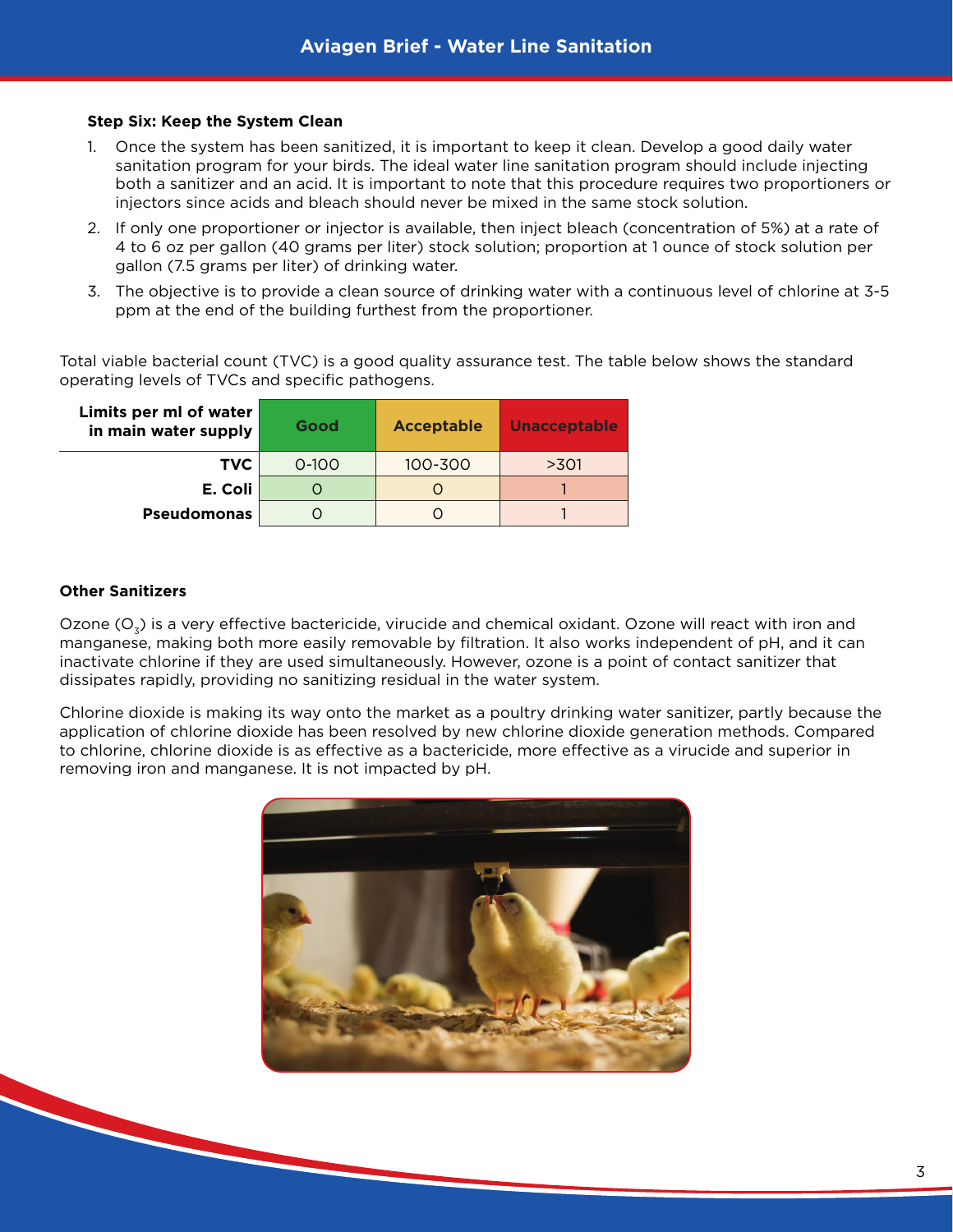#### Step Six: Keep the System Clean

1. Once the system has been sanitized, it is important to keep it clean. Develop a good daily water sanitation program for your birds. The ideal water line sanitation program should include injecting both a sanitizer and an acid. It is important to note that this procedure requires two proportioners or injectors since acids and bleach should never be mixed in the same stock solution.
2. If only one proportioner or injector is available, then inject bleach (concentration of 5%) at a rate of 4 to 6 oz per gallon (40 grams per liter) stock solution; proportion at 1 ounce of stock solution per gallon (7.5 grams per liter) of drinking water.
3. The objective is to provide a clean source of drinking water with a continuous level of chlorine at 3-5 ppm at the end of the building furthest from the proportioner.

Total viable bacterial count (TVC) is a good quality assurance test. The table below shows the standard operating levels of TVCs and specific pathogens.

| Limits per ml of water in main water supply | Good | Acceptable | Unacceptable |
|---|---|---|---|
| TVC | 0-100 | 100-300 | >301 |
| E. Coli | 0 | 0 | 1 |
| Pseudomonas | 0 | 0 | 1 |

#### Other Sanitizers

Ozone ($O_3$) is a very effective bactericide, virucide and chemical oxidant. Ozone will react with iron and manganese, making both more easily removable by filtration. It also works independent of pH, and it can inactivate chlorine if they are used simultaneously. However, ozone is a point of contact sanitizer that dissipates rapidly, providing no sanitizing residual in the water system.

Chlorine dioxide is making its way onto the market as a poultry drinking water sanitizer, partly because the application of chlorine dioxide has been resolved by new chlorine dioxide generation methods. Compared to chlorine, chlorine dioxide is as effective as a bactericide, more effective as a virucide and superior in removing iron and manganese. It is not impacted by pH.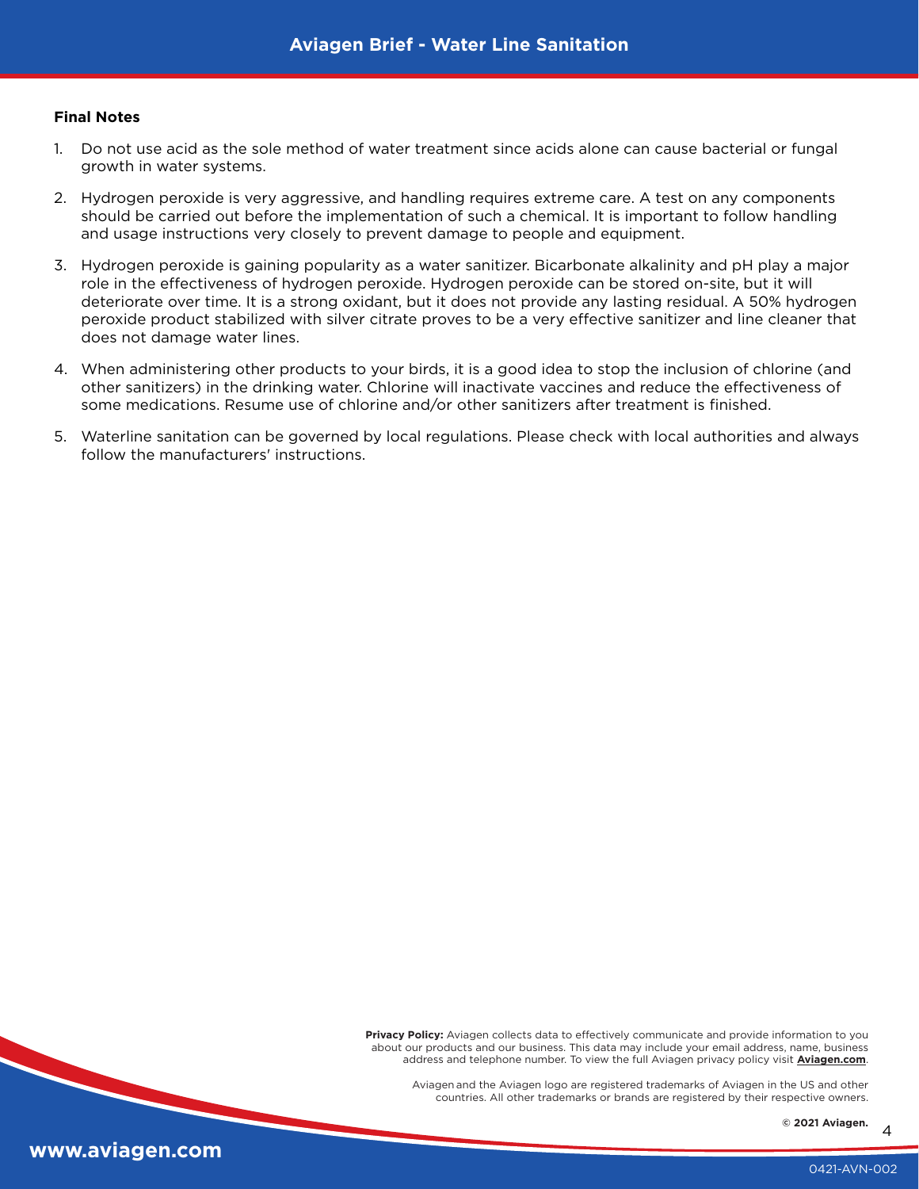**Final Notes**

1. Do not use acid as the sole method of water treatment since acids alone can cause bacterial or fungal growth in water systems.
2. Hydrogen peroxide is very aggressive, and handling requires extreme care. A test on any components should be carried out before the implementation of such a chemical. It is important to follow handling and usage instructions very closely to prevent damage to people and equipment.
3. Hydrogen peroxide is gaining popularity as a water sanitizer. Bicarbonate alkalinity and pH play a major role in the effectiveness of hydrogen peroxide. Hydrogen peroxide can be stored on-site, but it will deteriorate over time. It is a strong oxidant, but it does not provide any lasting residual. A 50% hydrogen peroxide product stabilized with silver citrate proves to be a very effective sanitizer and line cleaner that does not damage water lines.
4. When administering other products to your birds, it is a good idea to stop the inclusion of chlorine (and other sanitizers) in the drinking water. Chlorine will inactivate vaccines and reduce the effectiveness of some medications. Resume use of chlorine and/or other sanitizers after treatment is finished.
5. Waterline sanitation can be governed by local regulations. Please check with local authorities and always follow the manufacturers' instructions.

**Privacy Policy:** Aviagen collects data to effectively communicate and provide information to you about our products and our business. This data may include your email address, name, business address and telephone number. To view the full Aviagen privacy policy visit **Aviagen.com**.

Aviagen and the Aviagen logo are registered trademarks of Aviagen in the US and other countries. All other trademarks or brands are registered by their respective owners.

**© 2021 Aviagen.**

**www.aviagen.com**

0421-AVN-002